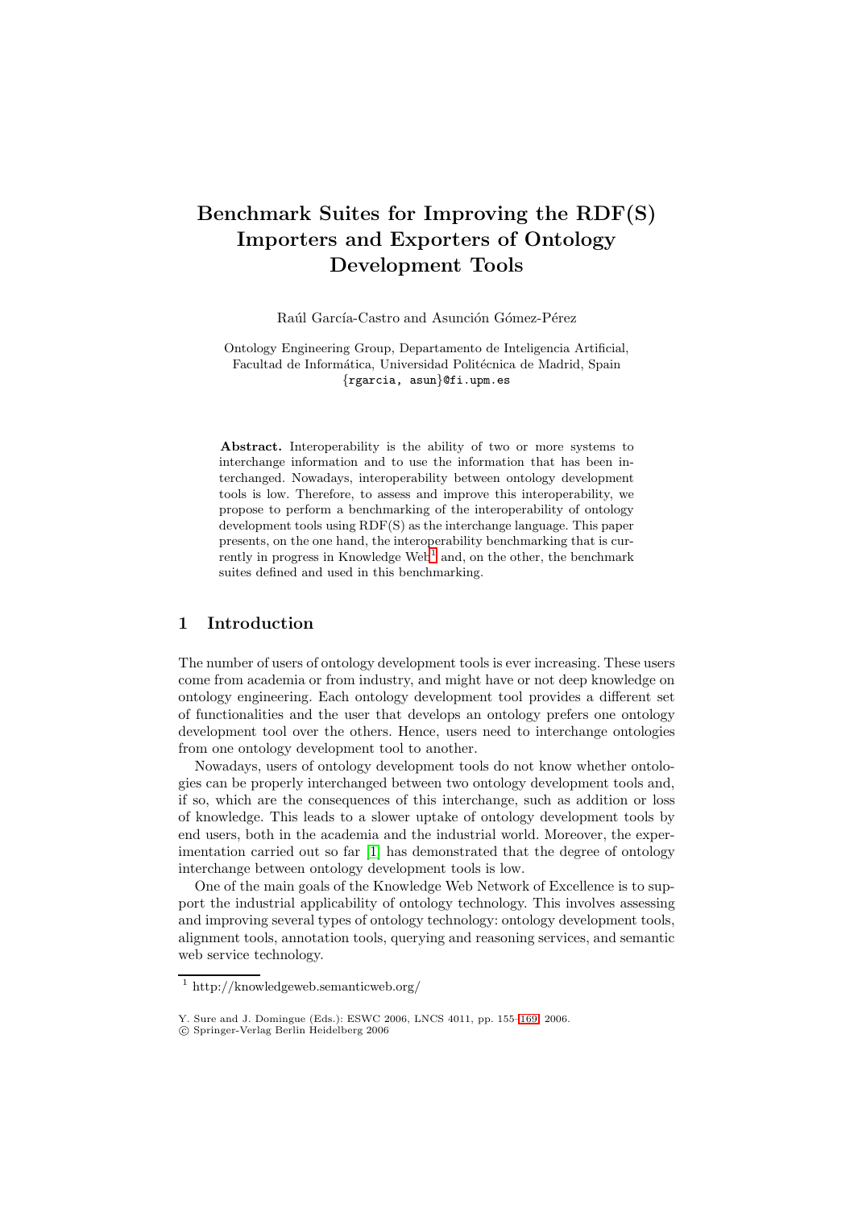# Benchmark Suites for Improving the RDF(S) Importers and Exporters of Ontology Development Tools

Raúl García-Castro and Asunción Gómez-Pérez

Ontology Engineering Group, Departamento de Inteligencia Artificial,
Facultad de Informática, Universidad Politécnica de Madrid, Spain
{rgarcia, asun}@fi.upm.es

**Abstract.** Interoperability is the ability of two or more systems to interchange information and to use the information that has been interchanged. Nowadays, interoperability between ontology development tools is low. Therefore, to assess and improve this interoperability, we propose to perform a benchmarking of the interoperability of ontology development tools using RDF(S) as the interchange language. This paper presents, on the one hand, the interoperability benchmarking that is currently in progress in Knowledge Web[1] and, on the other, the benchmark suites defined and used in this benchmarking.

## 1 Introduction

The number of users of ontology development tools is ever increasing. These users come from academia or from industry, and might have or not deep knowledge on ontology engineering. Each ontology development tool provides a different set of functionalities and the user that develops an ontology prefers one ontology development tool over the others. Hence, users need to interchange ontologies from one ontology development tool to another.

Nowadays, users of ontology development tools do not know whether ontologies can be properly interchanged between two ontology development tools and, if so, which are the consequences of this interchange, such as addition or loss of knowledge. This leads to a slower uptake of ontology development tools by end users, both in the academia and the industrial world. Moreover, the experimentation carried out so far [1] has demonstrated that the degree of ontology interchange between ontology development tools is low.

One of the main goals of the Knowledge Web Network of Excellence is to support the industrial applicability of ontology technology. This involves assessing and improving several types of ontology technology: ontology development tools, alignment tools, annotation tools, querying and reasoning services, and semantic web service technology.

[1] http://knowledgeweb.semanticweb.org/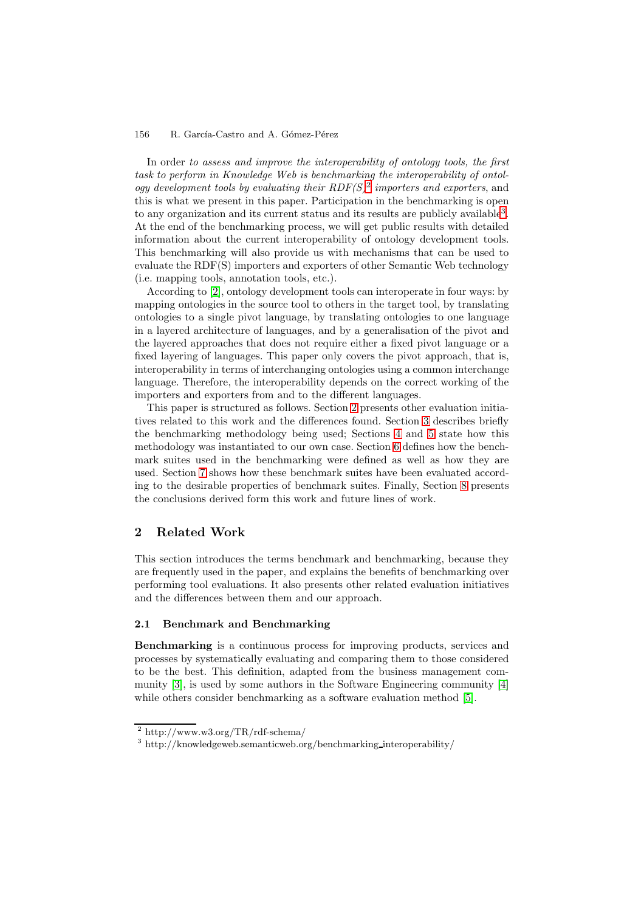In order *to assess and improve the interoperability of ontology tools, the first task to perform in Knowledge Web is benchmarking the interoperability of ontology development tools by evaluating their RDF(S)*[2] *importers and exporters*, and this is what we present in this paper. Participation in the benchmarking is open to any organization and its current status and its results are publicly available[3]. At the end of the benchmarking process, we will get public results with detailed information about the current interoperability of ontology development tools. This benchmarking will also provide us with mechanisms that can be used to evaluate the RDF(S) importers and exporters of other Semantic Web technology (i.e. mapping tools, annotation tools, etc.).

According to [2], ontology development tools can interoperate in four ways: by mapping ontologies in the source tool to others in the target tool, by translating ontologies to a single pivot language, by translating ontologies to one language in a layered architecture of languages, and by a generalisation of the pivot and the layered approaches that does not require either a fixed pivot language or a fixed layering of languages. This paper only covers the pivot approach, that is, interoperability in terms of interchanging ontologies using a common interchange language. Therefore, the interoperability depends on the correct working of the importers and exporters from and to the different languages.

This paper is structured as follows. Section 2 presents other evaluation initiatives related to this work and the differences found. Section 3 describes briefly the benchmarking methodology being used; Sections 4 and 5 state how this methodology was instantiated to our own case. Section 6 defines how the benchmark suites used in the benchmarking were defined as well as how they are used. Section 7 shows how these benchmark suites have been evaluated according to the desirable properties of benchmark suites. Finally, Section 8 presents the conclusions derived form this work and future lines of work.

## 2 Related Work

This section introduces the terms benchmark and benchmarking, because they are frequently used in the paper, and explains the benefits of benchmarking over performing tool evaluations. It also presents other related evaluation initiatives and the differences between them and our approach.

### 2.1 Benchmark and Benchmarking

**Benchmarking** is a continuous process for improving products, services and processes by systematically evaluating and comparing them to those considered to be the best. This definition, adapted from the business management community [3], is used by some authors in the Software Engineering community [4] while others consider benchmarking as a software evaluation method [5].

---

[2] http://www.w3.org/TR/rdf-schema/

[3] http://knowledgeweb.semanticweb.org/benchmarking_interoperability/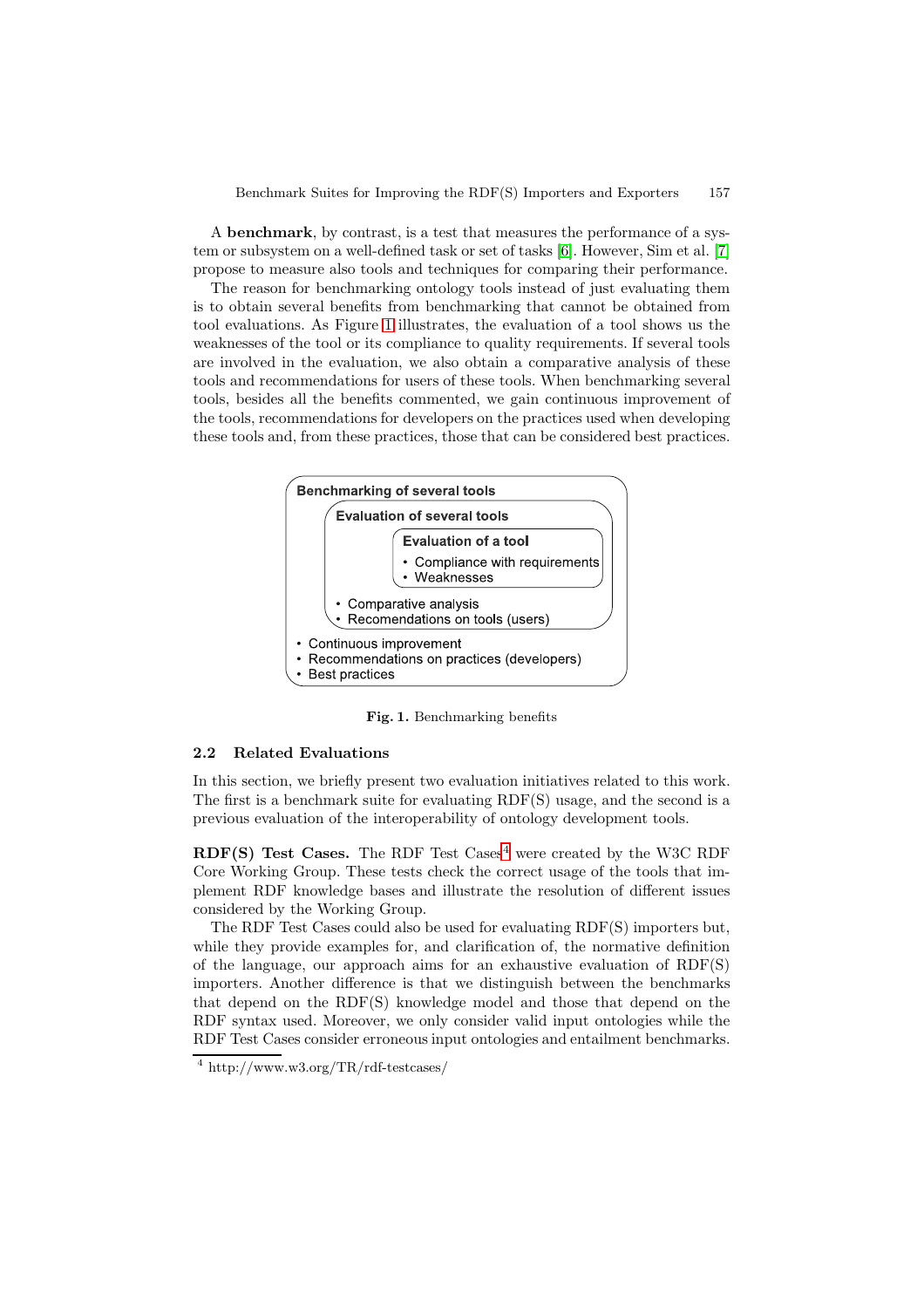A **benchmark**, by contrast, is a test that measures the performance of a system or subsystem on a well-defined task or set of tasks [6]. However, Sim et al. [7] propose to measure also tools and techniques for comparing their performance.

The reason for benchmarking ontology tools instead of just evaluating them is to obtain several benefits from benchmarking that cannot be obtained from tool evaluations. As Figure 1 illustrates, the evaluation of a tool shows us the weaknesses of the tool or its compliance to quality requirements. If several tools are involved in the evaluation, we also obtain a comparative analysis of these tools and recommendations for users of these tools. When benchmarking several tools, besides all the benefits commented, we gain continuous improvement of the tools, recommendations for developers on the practices used when developing these tools and, from these practices, those that can be considered best practices.

**Benchmarking of several tools**

- **Evaluation of several tools**
  - **Evaluation of a tool**
    - Compliance with requirements
    - Weaknesses
  - Comparative analysis
  - Recomendations on tools (users)
- Continuous improvement
- Recommendations on practices (developers)
- Best practices

**Fig. 1.** Benchmarking benefits

### 2.2 Related Evaluations

In this section, we briefly present two evaluation initiatives related to this work. The first is a benchmark suite for evaluating RDF(S) usage, and the second is a previous evaluation of the interoperability of ontology development tools.

**RDF(S) Test Cases.** The RDF Test Cases[4] were created by the W3C RDF Core Working Group. These tests check the correct usage of the tools that implement RDF knowledge bases and illustrate the resolution of different issues considered by the Working Group.

The RDF Test Cases could also be used for evaluating RDF(S) importers but, while they provide examples for, and clarification of, the normative definition of the language, our approach aims for an exhaustive evaluation of RDF(S) importers. Another difference is that we distinguish between the benchmarks that depend on the RDF(S) knowledge model and those that depend on the RDF syntax used. Moreover, we only consider valid input ontologies while the RDF Test Cases consider erroneous input ontologies and entailment benchmarks.

[4] http://www.w3.org/TR/rdf-testcases/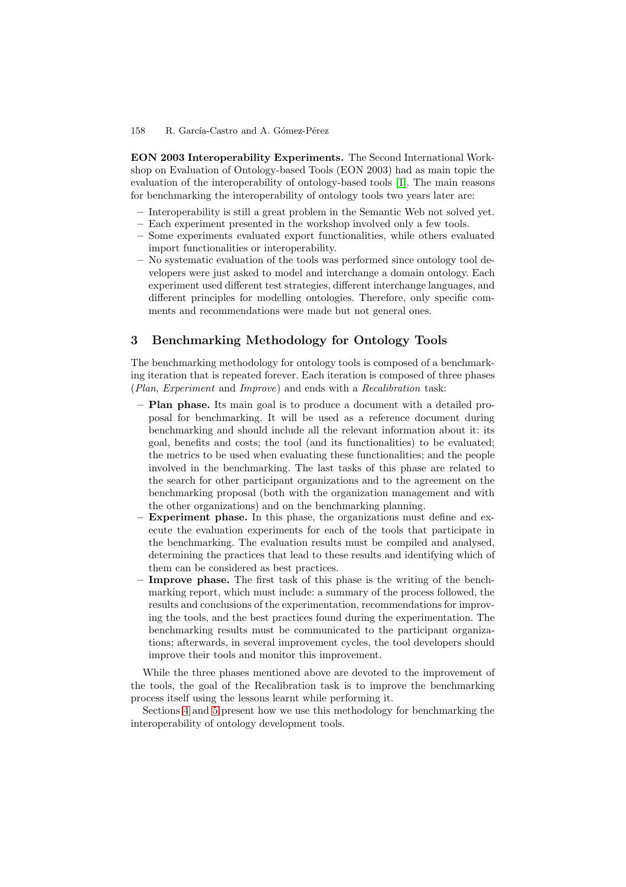**EON 2003 Interoperability Experiments.** The Second International Workshop on Evaluation of Ontology-based Tools (EON 2003) had as main topic the evaluation of the interoperability of ontology-based tools [1]. The main reasons for benchmarking the interoperability of ontology tools two years later are:

- Interoperability is still a great problem in the Semantic Web not solved yet.
- Each experiment presented in the workshop involved only a few tools.
- Some experiments evaluated export functionalities, while others evaluated import functionalities or interoperability.
- No systematic evaluation of the tools was performed since ontology tool developers were just asked to model and interchange a domain ontology. Each experiment used different test strategies, different interchange languages, and different principles for modelling ontologies. Therefore, only specific comments and recommendations were made but not general ones.

## 3 Benchmarking Methodology for Ontology Tools

The benchmarking methodology for ontology tools is composed of a benchmarking iteration that is repeated forever. Each iteration is composed of three phases (*Plan*, *Experiment* and *Improve*) and ends with a *Recalibration* task:

- **Plan phase.** Its main goal is to produce a document with a detailed proposal for benchmarking. It will be used as a reference document during benchmarking and should include all the relevant information about it: its goal, benefits and costs; the tool (and its functionalities) to be evaluated; the metrics to be used when evaluating these functionalities; and the people involved in the benchmarking. The last tasks of this phase are related to the search for other participant organizations and to the agreement on the benchmarking proposal (both with the organization management and with the other organizations) and on the benchmarking planning.
- **Experiment phase.** In this phase, the organizations must define and execute the evaluation experiments for each of the tools that participate in the benchmarking. The evaluation results must be compiled and analysed, determining the practices that lead to these results and identifying which of them can be considered as best practices.
- **Improve phase.** The first task of this phase is the writing of the benchmarking report, which must include: a summary of the process followed, the results and conclusions of the experimentation, recommendations for improving the tools, and the best practices found during the experimentation. The benchmarking results must be communicated to the participant organizations; afterwards, in several improvement cycles, the tool developers should improve their tools and monitor this improvement.

While the three phases mentioned above are devoted to the improvement of the tools, the goal of the Recalibration task is to improve the benchmarking process itself using the lessons learnt while performing it.

Sections 4 and 5 present how we use this methodology for benchmarking the interoperability of ontology development tools.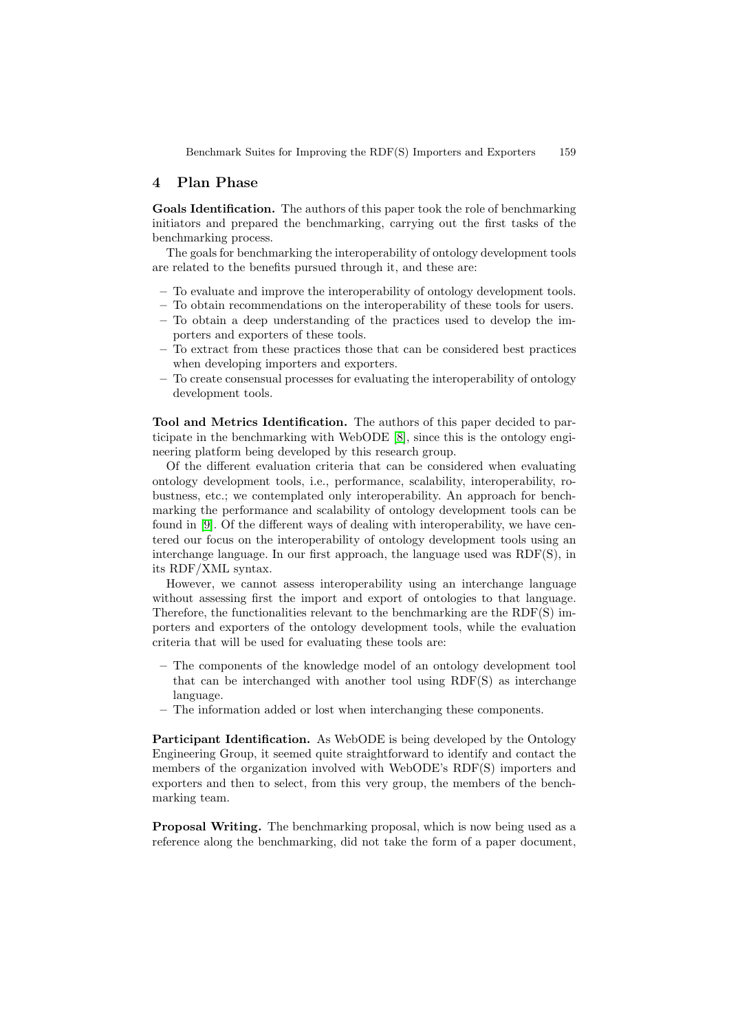## 4 Plan Phase

**Goals Identification.** The authors of this paper took the role of benchmarking initiators and prepared the benchmarking, carrying out the first tasks of the benchmarking process.

The goals for benchmarking the interoperability of ontology development tools are related to the benefits pursued through it, and these are:

- To evaluate and improve the interoperability of ontology development tools.
- To obtain recommendations on the interoperability of these tools for users.
- To obtain a deep understanding of the practices used to develop the importers and exporters of these tools.
- To extract from these practices those that can be considered best practices when developing importers and exporters.
- To create consensual processes for evaluating the interoperability of ontology development tools.

**Tool and Metrics Identification.** The authors of this paper decided to participate in the benchmarking with WebODE [8], since this is the ontology engineering platform being developed by this research group.

Of the different evaluation criteria that can be considered when evaluating ontology development tools, i.e., performance, scalability, interoperability, robustness, etc.; we contemplated only interoperability. An approach for benchmarking the performance and scalability of ontology development tools can be found in [9]. Of the different ways of dealing with interoperability, we have centered our focus on the interoperability of ontology development tools using an interchange language. In our first approach, the language used was RDF(S), in its RDF/XML syntax.

However, we cannot assess interoperability using an interchange language without assessing first the import and export of ontologies to that language. Therefore, the functionalities relevant to the benchmarking are the RDF(S) importers and exporters of the ontology development tools, while the evaluation criteria that will be used for evaluating these tools are:

- The components of the knowledge model of an ontology development tool that can be interchanged with another tool using RDF(S) as interchange language.
- The information added or lost when interchanging these components.

**Participant Identification.** As WebODE is being developed by the Ontology Engineering Group, it seemed quite straightforward to identify and contact the members of the organization involved with WebODE's RDF(S) importers and exporters and then to select, from this very group, the members of the benchmarking team.

**Proposal Writing.** The benchmarking proposal, which is now being used as a reference along the benchmarking, did not take the form of a paper document,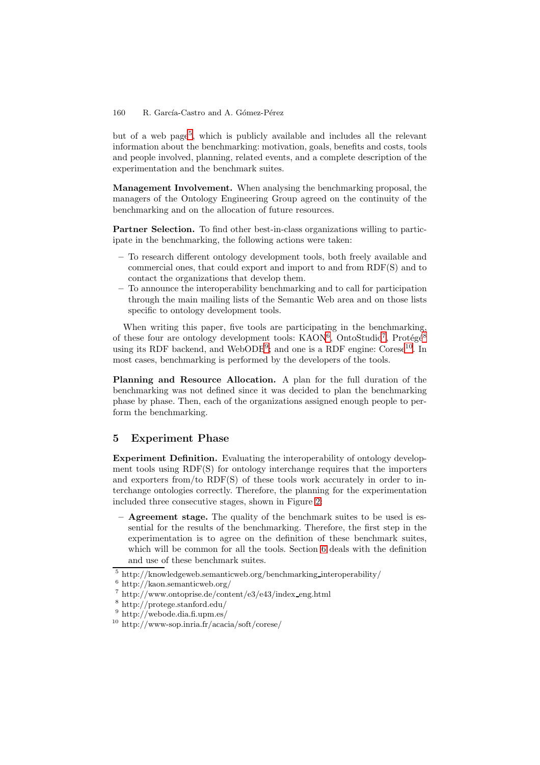but of a web page[5], which is publicly available and includes all the relevant information about the benchmarking: motivation, goals, benefits and costs, tools and people involved, planning, related events, and a complete description of the experimentation and the benchmark suites.

**Management Involvement.** When analysing the benchmarking proposal, the managers of the Ontology Engineering Group agreed on the continuity of the benchmarking and on the allocation of future resources.

**Partner Selection.** To find other best-in-class organizations willing to participate in the benchmarking, the following actions were taken:

- To research different ontology development tools, both freely available and commercial ones, that could export and import to and from RDF(S) and to contact the organizations that develop them.
- To announce the interoperability benchmarking and to call for participation through the main mailing lists of the Semantic Web area and on those lists specific to ontology development tools.

When writing this paper, five tools are participating in the benchmarking, of these four are ontology development tools: KAON[6], OntoStudio[7], Protégé[8] using its RDF backend, and WebODE[9]; and one is a RDF engine: Corese[10]. In most cases, benchmarking is performed by the developers of the tools.

**Planning and Resource Allocation.** A plan for the full duration of the benchmarking was not defined since it was decided to plan the benchmarking phase by phase. Then, each of the organizations assigned enough people to perform the benchmarking.

## 5 Experiment Phase

**Experiment Definition.** Evaluating the interoperability of ontology development tools using RDF(S) for ontology interchange requires that the importers and exporters from/to RDF(S) of these tools work accurately in order to interchange ontologies correctly. Therefore, the planning for the experimentation included three consecutive stages, shown in Figure 2:

- **Agreement stage.** The quality of the benchmark suites to be used is essential for the results of the benchmarking. Therefore, the first step in the experimentation is to agree on the definition of these benchmark suites, which will be common for all the tools. Section 6 deals with the definition and use of these benchmark suites.

[5] http://knowledgeweb.semanticweb.org/benchmarking_interoperability/

[6] http://kaon.semanticweb.org/

[7] http://www.ontoprise.de/content/e3/e43/index_eng.html

[8] http://protege.stanford.edu/

[9] http://webode.dia.fi.upm.es/

[10] http://www-sop.inria.fr/acacia/soft/corese/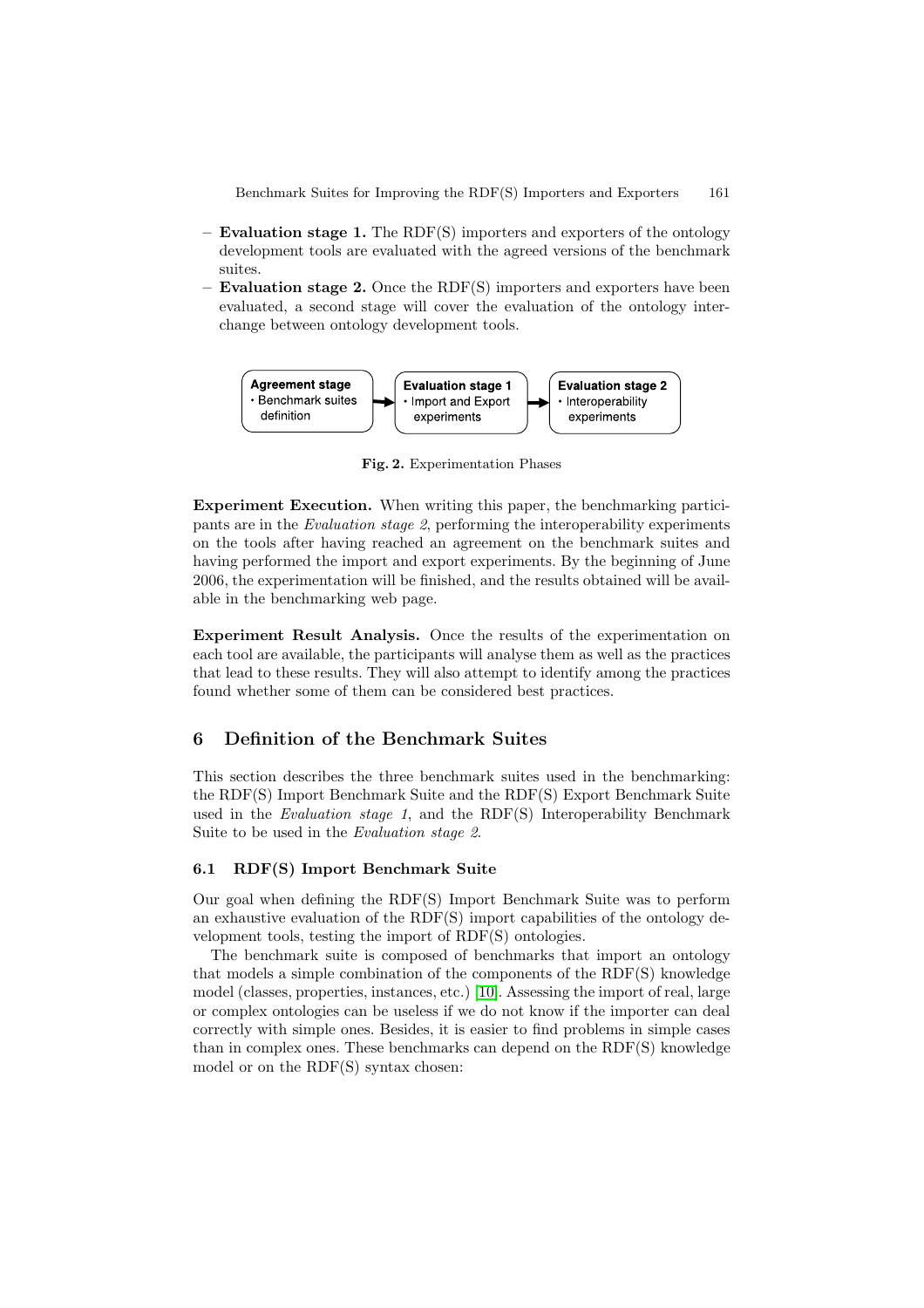- **Evaluation stage 1.** The RDF(S) importers and exporters of the ontology development tools are evaluated with the agreed versions of the benchmark suites.
- **Evaluation stage 2.** Once the RDF(S) importers and exporters have been evaluated, a second stage will cover the evaluation of the ontology interchange between ontology development tools.

**Agreement stage**
- Benchmark suites definition

**Evaluation stage 1**
- Import and Export experiments

**Evaluation stage 2**
- Interoperability experiments

**Fig. 2.** Experimentation Phases

**Experiment Execution.** When writing this paper, the benchmarking participants are in the *Evaluation stage 2*, performing the interoperability experiments on the tools after having reached an agreement on the benchmark suites and having performed the import and export experiments. By the beginning of June 2006, the experimentation will be finished, and the results obtained will be available in the benchmarking web page.

**Experiment Result Analysis.** Once the results of the experimentation on each tool are available, the participants will analyse them as well as the practices that lead to these results. They will also attempt to identify among the practices found whether some of them can be considered best practices.

## 6 Definition of the Benchmark Suites

This section describes the three benchmark suites used in the benchmarking: the RDF(S) Import Benchmark Suite and the RDF(S) Export Benchmark Suite used in the *Evaluation stage 1*, and the RDF(S) Interoperability Benchmark Suite to be used in the *Evaluation stage 2*.

### 6.1 RDF(S) Import Benchmark Suite

Our goal when defining the RDF(S) Import Benchmark Suite was to perform an exhaustive evaluation of the RDF(S) import capabilities of the ontology development tools, testing the import of RDF(S) ontologies.

The benchmark suite is composed of benchmarks that import an ontology that models a simple combination of the components of the RDF(S) knowledge model (classes, properties, instances, etc.) [10]. Assessing the import of real, large or complex ontologies can be useless if we do not know if the importer can deal correctly with simple ones. Besides, it is easier to find problems in simple cases than in complex ones. These benchmarks can depend on the RDF(S) knowledge model or on the RDF(S) syntax chosen: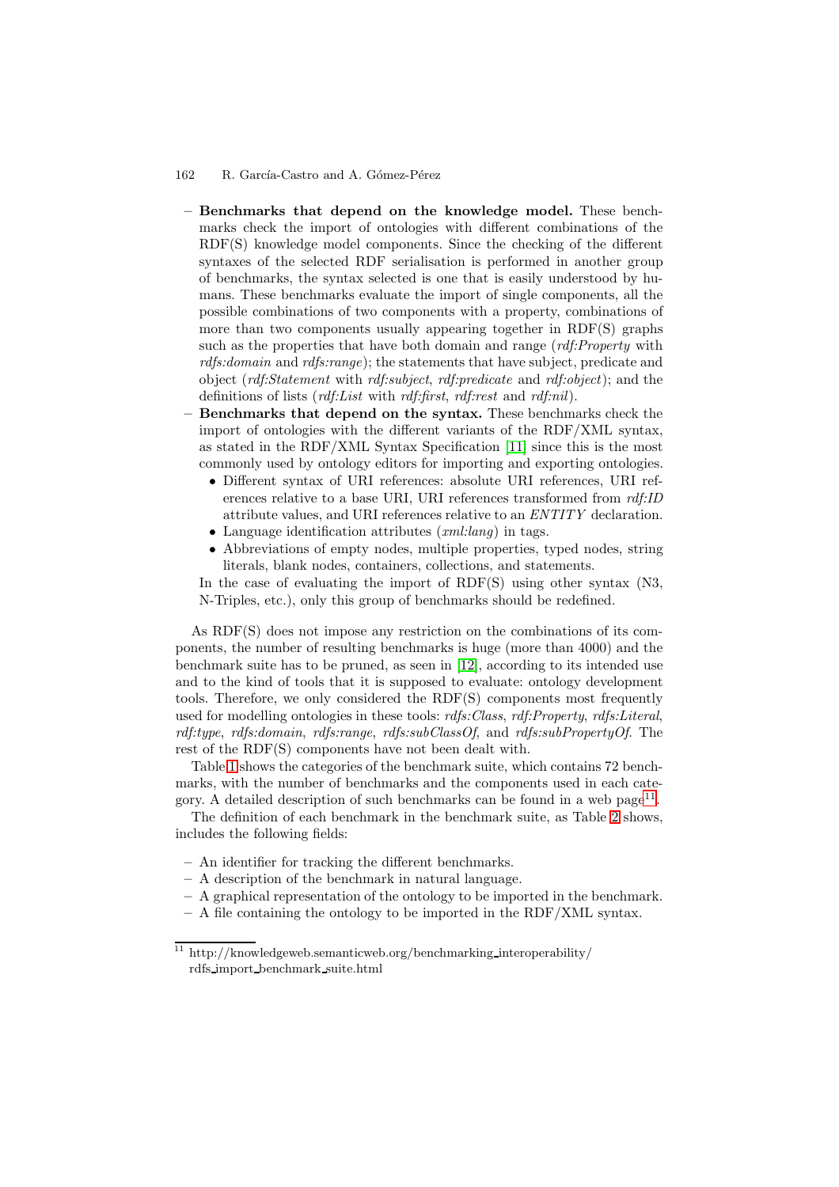– **Benchmarks that depend on the knowledge model.** These benchmarks check the import of ontologies with different combinations of the RDF(S) knowledge model components. Since the checking of the different syntaxes of the selected RDF serialisation is performed in another group of benchmarks, the syntax selected is one that is easily understood by humans. These benchmarks evaluate the import of single components, all the possible combinations of two components with a property, combinations of more than two components usually appearing together in RDF(S) graphs such as the properties that have both domain and range (*rdf:Property* with *rdfs:domain* and *rdfs:range*); the statements that have subject, predicate and object (*rdf:Statement* with *rdf:subject*, *rdf:predicate* and *rdf:object*); and the definitions of lists (*rdf:List* with *rdf:first*, *rdf:rest* and *rdf:nil*).
– **Benchmarks that depend on the syntax.** These benchmarks check the import of ontologies with the different variants of the RDF/XML syntax, as stated in the RDF/XML Syntax Specification [11] since this is the most commonly used by ontology editors for importing and exporting ontologies.
  - Different syntax of URI references: absolute URI references, URI references relative to a base URI, URI references transformed from *rdf:ID* attribute values, and URI references relative to an *ENTITY* declaration.
  - Language identification attributes (*xml:lang*) in tags.
  - Abbreviations of empty nodes, multiple properties, typed nodes, string literals, blank nodes, containers, collections, and statements.

  In the case of evaluating the import of RDF(S) using other syntax (N3, N-Triples, etc.), only this group of benchmarks should be redefined.

As RDF(S) does not impose any restriction on the combinations of its components, the number of resulting benchmarks is huge (more than 4000) and the benchmark suite has to be pruned, as seen in [12], according to its intended use and to the kind of tools that it is supposed to evaluate: ontology development tools. Therefore, we only considered the RDF(S) components most frequently used for modelling ontologies in these tools: *rdfs:Class*, *rdf:Property*, *rdfs:Literal*, *rdf:type*, *rdfs:domain*, *rdfs:range*, *rdfs:subClassOf*, and *rdfs:subPropertyOf*. The rest of the RDF(S) components have not been dealt with.

Table 1 shows the categories of the benchmark suite, which contains 72 benchmarks, with the number of benchmarks and the components used in each category. A detailed description of such benchmarks can be found in a web page[11].

The definition of each benchmark in the benchmark suite, as Table 2 shows, includes the following fields:

– An identifier for tracking the different benchmarks.
– A description of the benchmark in natural language.
– A graphical representation of the ontology to be imported in the benchmark.
– A file containing the ontology to be imported in the RDF/XML syntax.

[11] http://knowledgeweb.semanticweb.org/benchmarking_interoperability/rdfs_import_benchmark_suite.html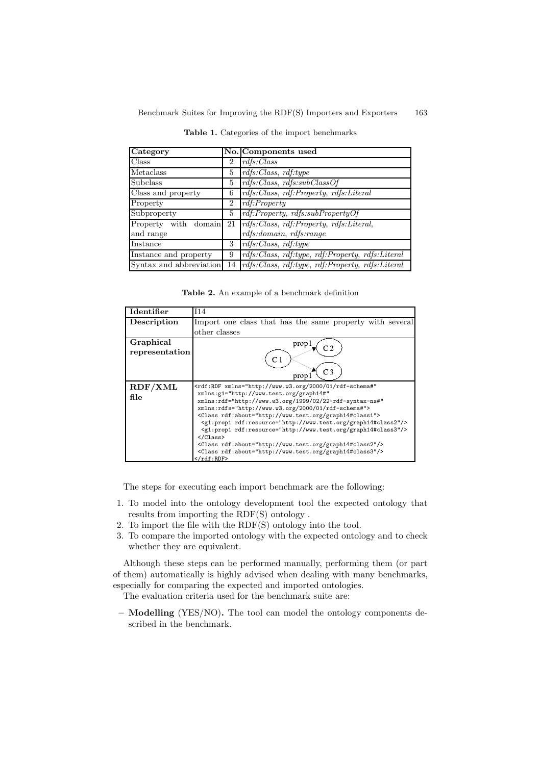**Table 1.** Categories of the import benchmarks

| Category | No. | Components used |
|---|---|---|
| Class | 2 | *rdfs:Class* |
| Metaclass | 5 | *rdfs:Class, rdf:type* |
| Subclass | 5 | *rdfs:Class, rdfs:subClassOf* |
| Class and property | 6 | *rdfs:Class, rdf:Property, rdfs:Literal* |
| Property | 2 | *rdf:Property* |
| Subproperty | 5 | *rdf:Property, rdfs:subPropertyOf* |
| Property with domain and range | 21 | *rdfs:Class, rdf:Property, rdfs:Literal, rdfs:domain, rdfs:range* |
| Instance | 3 | *rdfs:Class, rdf:type* |
| Instance and property | 9 | *rdfs:Class, rdf:type, rdf:Property, rdfs:Literal* |
| Syntax and abbreviation | 14 | *rdfs:Class, rdf:type, rdf:Property, rdfs:Literal* |

**Table 2.** An example of a benchmark definition

| | |
|---|---|
| **Identifier** | I14 |
| **Description** | Import one class that has the same property with several other classes |
| **Graphical representation** | C1 —prop1→ C2; C1 —prop1→ C3 |
| **RDF/XML file** | `<rdf:RDF xmlns="http://www.w3.org/2000/01/rdf-schema#" xmlns:g1="http://www.test.org/graph14#" xmlns:rdf="http://www.w3.org/1999/02/22-rdf-syntax-ns#" xmlns:rdfs="http://www.w3.org/2000/01/rdf-schema#"> <Class rdf:about="http://www.test.org/graph14#class1"> <g1:prop1 rdf:resource="http://www.test.org/graph14#class2"/> <g1:prop1 rdf:resource="http://www.test.org/graph14#class3"/> </Class> <Class rdf:about="http://www.test.org/graph14#class2"/> <Class rdf:about="http://www.test.org/graph14#class3"/> </rdf:RDF>` |

The steps for executing each import benchmark are the following:

1. To model into the ontology development tool the expected ontology that results from importing the RDF(S) ontology .
2. To import the file with the RDF(S) ontology into the tool.
3. To compare the imported ontology with the expected ontology and to check whether they are equivalent.

Although these steps can be performed manually, performing them (or part of them) automatically is highly advised when dealing with many benchmarks, especially for comparing the expected and imported ontologies.

The evaluation criteria used for the benchmark suite are:

– **Modelling** (YES/NO)**.** The tool can model the ontology components described in the benchmark.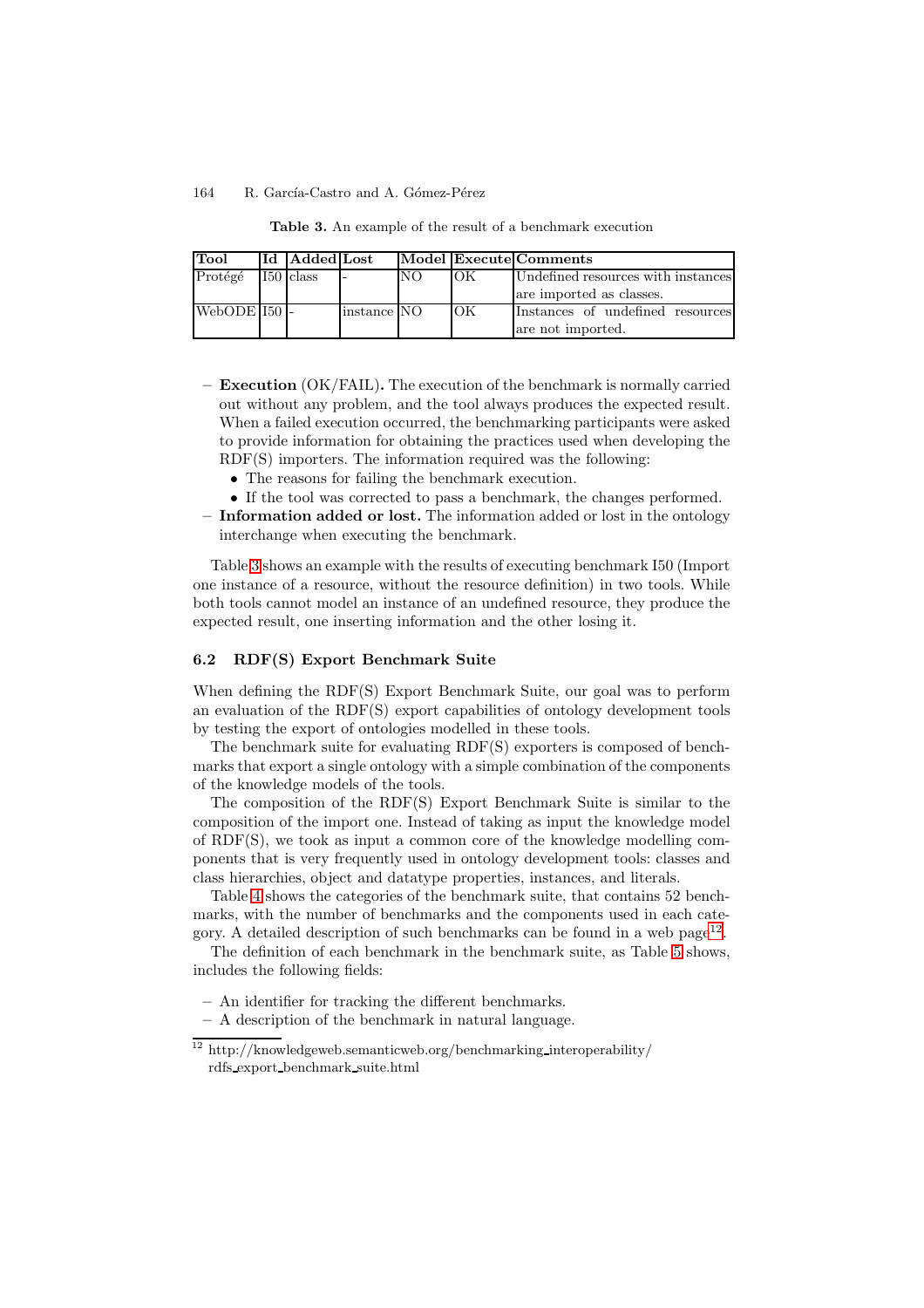**Table 3.** An example of the result of a benchmark execution

| Tool | Id | Added | Lost | Model | Execute | Comments |
|---|---|---|---|---|---|---|
| Protégé | I50 | class | - | NO | OK | Undefined resources with instances are imported as classes. |
| WebODE | I50 | - | instance | NO | OK | Instances of undefined resources are not imported. |

- **Execution** (OK/FAIL)**.** The execution of the benchmark is normally carried out without any problem, and the tool always produces the expected result. When a failed execution occurred, the benchmarking participants were asked to provide information for obtaining the practices used when developing the RDF(S) importers. The information required was the following:
  - The reasons for failing the benchmark execution.
  - If the tool was corrected to pass a benchmark, the changes performed.
- **Information added or lost.** The information added or lost in the ontology interchange when executing the benchmark.

Table 3 shows an example with the results of executing benchmark I50 (Import one instance of a resource, without the resource definition) in two tools. While both tools cannot model an instance of an undefined resource, they produce the expected result, one inserting information and the other losing it.

### 6.2 RDF(S) Export Benchmark Suite

When defining the RDF(S) Export Benchmark Suite, our goal was to perform an evaluation of the RDF(S) export capabilities of ontology development tools by testing the export of ontologies modelled in these tools.

The benchmark suite for evaluating RDF(S) exporters is composed of benchmarks that export a single ontology with a simple combination of the components of the knowledge models of the tools.

The composition of the RDF(S) Export Benchmark Suite is similar to the composition of the import one. Instead of taking as input the knowledge model of RDF(S), we took as input a common core of the knowledge modelling components that is very frequently used in ontology development tools: classes and class hierarchies, object and datatype properties, instances, and literals.

Table 4 shows the categories of the benchmark suite, that contains 52 benchmarks, with the number of benchmarks and the components used in each category. A detailed description of such benchmarks can be found in a web page[12].

The definition of each benchmark in the benchmark suite, as Table 5 shows, includes the following fields:

- An identifier for tracking the different benchmarks.
- A description of the benchmark in natural language.

[12] http://knowledgeweb.semanticweb.org/benchmarking_interoperability/rdfs_export_benchmark_suite.html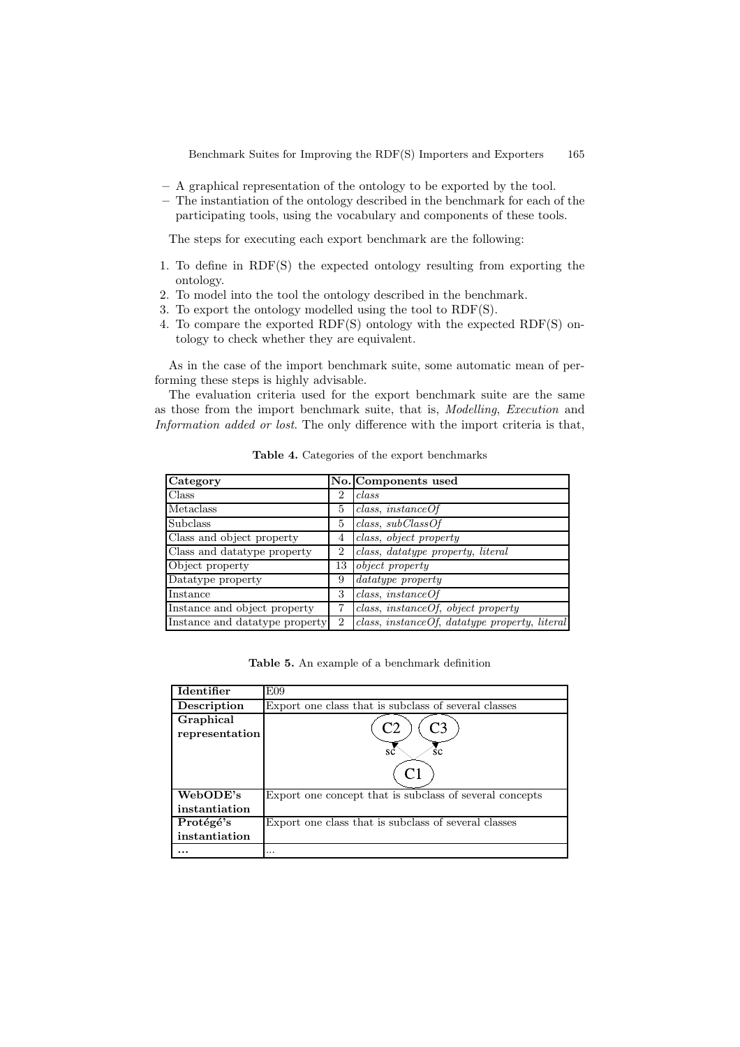– A graphical representation of the ontology to be exported by the tool.
– The instantiation of the ontology described in the benchmark for each of the participating tools, using the vocabulary and components of these tools.

The steps for executing each export benchmark are the following:

1. To define in RDF(S) the expected ontology resulting from exporting the ontology.
2. To model into the tool the ontology described in the benchmark.
3. To export the ontology modelled using the tool to RDF(S).
4. To compare the exported RDF(S) ontology with the expected RDF(S) ontology to check whether they are equivalent.

As in the case of the import benchmark suite, some automatic mean of performing these steps is highly advisable.

The evaluation criteria used for the export benchmark suite are the same as those from the import benchmark suite, that is, *Modelling*, *Execution* and *Information added or lost*. The only difference with the import criteria is that,

**Table 4.** Categories of the export benchmarks

| Category | No. | Components used |
|---|---|---|
| Class | 2 | *class* |
| Metaclass | 5 | *class, instanceOf* |
| Subclass | 5 | *class, subClassOf* |
| Class and object property | 4 | *class, object property* |
| Class and datatype property | 2 | *class, datatype property, literal* |
| Object property | 13 | *object property* |
| Datatype property | 9 | *datatype property* |
| Instance | 3 | *class, instanceOf* |
| Instance and object property | 7 | *class, instanceOf, object property* |
| Instance and datatype property | 2 | *class, instanceOf, datatype property, literal* |

**Table 5.** An example of a benchmark definition

| | |
|---|---|
| **Identifier** | E09 |
| **Description** | Export one class that is subclass of several classes |
| **Graphical representation** | C2, C3 (sc) ← C1 |
| **WebODE's instantiation** | Export one concept that is subclass of several concepts |
| **Protégé's instantiation** | Export one class that is subclass of several classes |
| **...** | ... |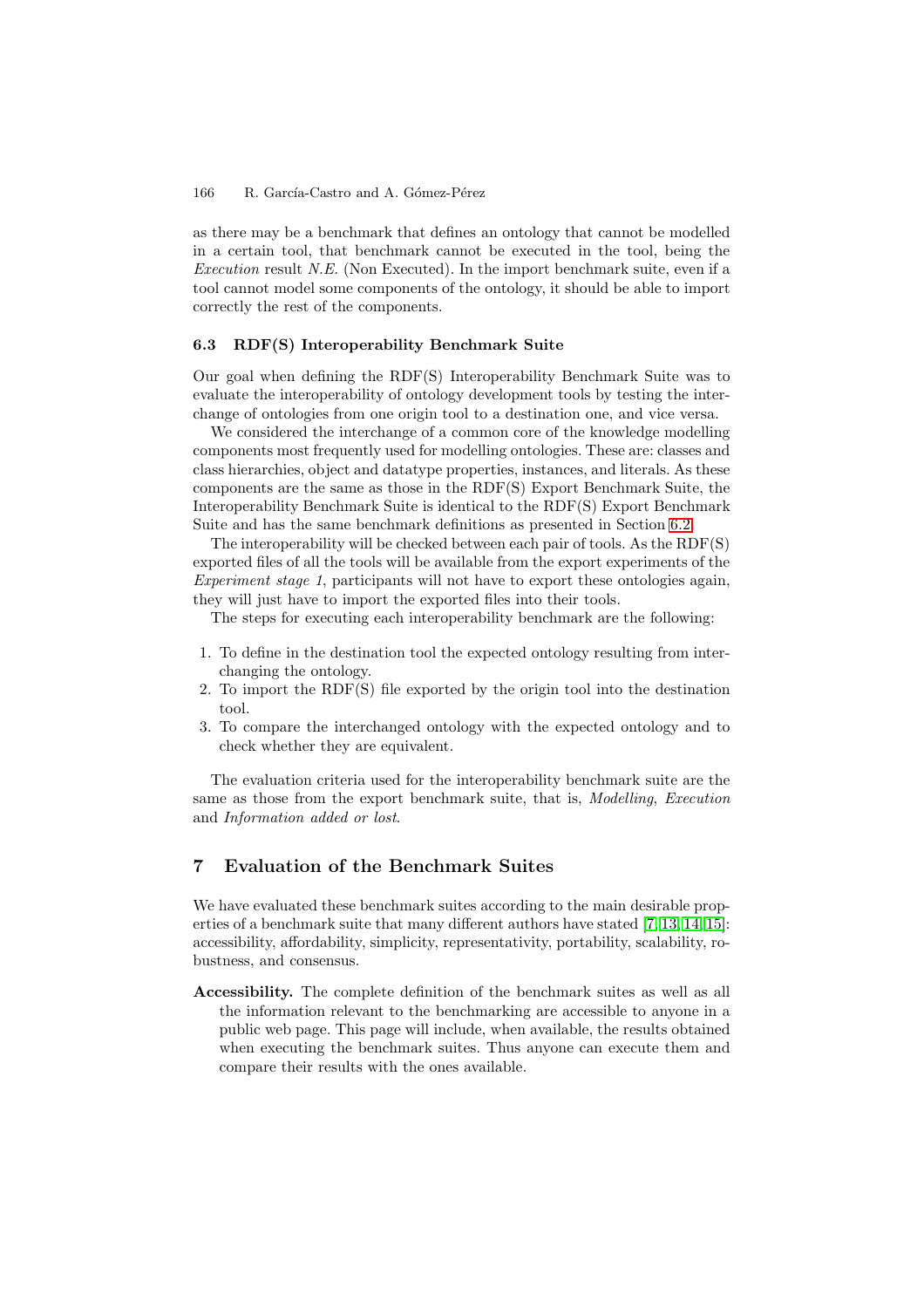as there may be a benchmark that defines an ontology that cannot be modelled in a certain tool, that benchmark cannot be executed in the tool, being the *Execution* result *N.E.* (Non Executed). In the import benchmark suite, even if a tool cannot model some components of the ontology, it should be able to import correctly the rest of the components.

### 6.3 RDF(S) Interoperability Benchmark Suite

Our goal when defining the RDF(S) Interoperability Benchmark Suite was to evaluate the interoperability of ontology development tools by testing the interchange of ontologies from one origin tool to a destination one, and vice versa.

We considered the interchange of a common core of the knowledge modelling components most frequently used for modelling ontologies. These are: classes and class hierarchies, object and datatype properties, instances, and literals. As these components are the same as those in the RDF(S) Export Benchmark Suite, the Interoperability Benchmark Suite is identical to the RDF(S) Export Benchmark Suite and has the same benchmark definitions as presented in Section 6.2.

The interoperability will be checked between each pair of tools. As the RDF(S) exported files of all the tools will be available from the export experiments of the *Experiment stage 1*, participants will not have to export these ontologies again, they will just have to import the exported files into their tools.

The steps for executing each interoperability benchmark are the following:

1. To define in the destination tool the expected ontology resulting from interchanging the ontology.
2. To import the RDF(S) file exported by the origin tool into the destination tool.
3. To compare the interchanged ontology with the expected ontology and to check whether they are equivalent.

The evaluation criteria used for the interoperability benchmark suite are the same as those from the export benchmark suite, that is, *Modelling*, *Execution* and *Information added or lost*.

## 7 Evaluation of the Benchmark Suites

We have evaluated these benchmark suites according to the main desirable properties of a benchmark suite that many different authors have stated [7,13,14,15]: accessibility, affordability, simplicity, representativity, portability, scalability, robustness, and consensus.

**Accessibility.** The complete definition of the benchmark suites as well as all the information relevant to the benchmarking are accessible to anyone in a public web page. This page will include, when available, the results obtained when executing the benchmark suites. Thus anyone can execute them and compare their results with the ones available.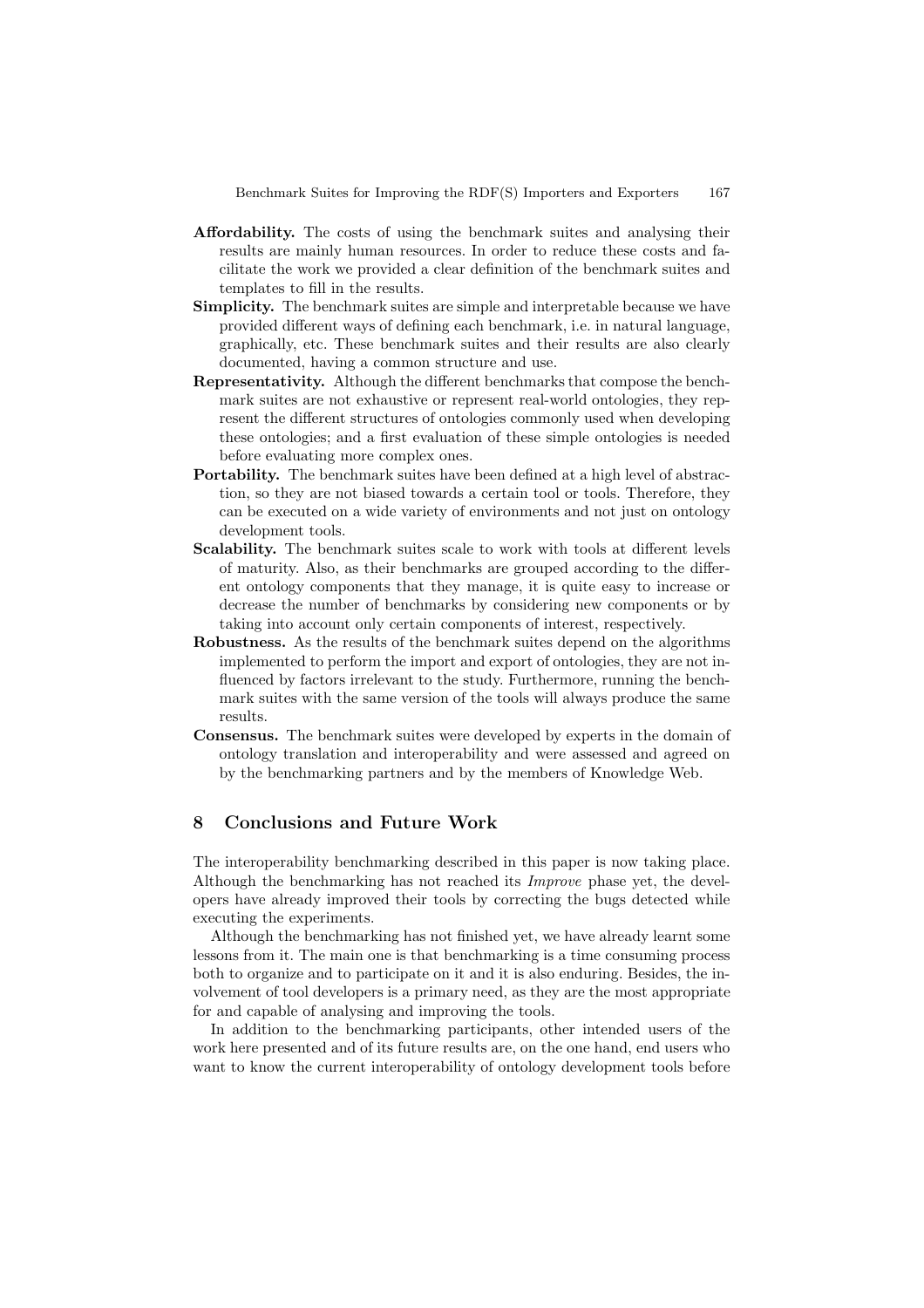**Affordability.** The costs of using the benchmark suites and analysing their results are mainly human resources. In order to reduce these costs and facilitate the work we provided a clear definition of the benchmark suites and templates to fill in the results.

**Simplicity.** The benchmark suites are simple and interpretable because we have provided different ways of defining each benchmark, i.e. in natural language, graphically, etc. These benchmark suites and their results are also clearly documented, having a common structure and use.

**Representativity.** Although the different benchmarks that compose the benchmark suites are not exhaustive or represent real-world ontologies, they represent the different structures of ontologies commonly used when developing these ontologies; and a first evaluation of these simple ontologies is needed before evaluating more complex ones.

**Portability.** The benchmark suites have been defined at a high level of abstraction, so they are not biased towards a certain tool or tools. Therefore, they can be executed on a wide variety of environments and not just on ontology development tools.

**Scalability.** The benchmark suites scale to work with tools at different levels of maturity. Also, as their benchmarks are grouped according to the different ontology components that they manage, it is quite easy to increase or decrease the number of benchmarks by considering new components or by taking into account only certain components of interest, respectively.

**Robustness.** As the results of the benchmark suites depend on the algorithms implemented to perform the import and export of ontologies, they are not influenced by factors irrelevant to the study. Furthermore, running the benchmark suites with the same version of the tools will always produce the same results.

**Consensus.** The benchmark suites were developed by experts in the domain of ontology translation and interoperability and were assessed and agreed on by the benchmarking partners and by the members of Knowledge Web.

## 8 Conclusions and Future Work

The interoperability benchmarking described in this paper is now taking place. Although the benchmarking has not reached its *Improve* phase yet, the developers have already improved their tools by correcting the bugs detected while executing the experiments.

Although the benchmarking has not finished yet, we have already learnt some lessons from it. The main one is that benchmarking is a time consuming process both to organize and to participate on it and it is also enduring. Besides, the involvement of tool developers is a primary need, as they are the most appropriate for and capable of analysing and improving the tools.

In addition to the benchmarking participants, other intended users of the work here presented and of its future results are, on the one hand, end users who want to know the current interoperability of ontology development tools before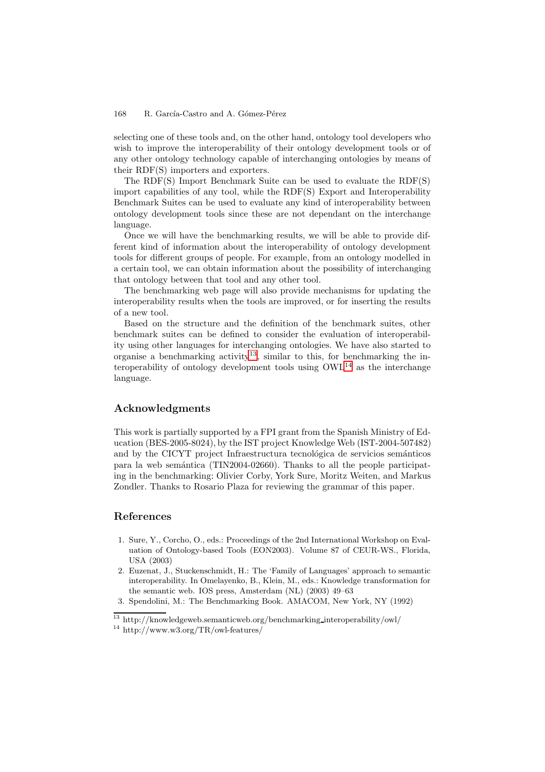selecting one of these tools and, on the other hand, ontology tool developers who wish to improve the interoperability of their ontology development tools or of any other ontology technology capable of interchanging ontologies by means of their RDF(S) importers and exporters.

The RDF(S) Import Benchmark Suite can be used to evaluate the RDF(S) import capabilities of any tool, while the RDF(S) Export and Interoperability Benchmark Suites can be used to evaluate any kind of interoperability between ontology development tools since these are not dependant on the interchange language.

Once we will have the benchmarking results, we will be able to provide different kind of information about the interoperability of ontology development tools for different groups of people. For example, from an ontology modelled in a certain tool, we can obtain information about the possibility of interchanging that ontology between that tool and any other tool.

The benchmarking web page will also provide mechanisms for updating the interoperability results when the tools are improved, or for inserting the results of a new tool.

Based on the structure and the definition of the benchmark suites, other benchmark suites can be defined to consider the evaluation of interoperability using other languages for interchanging ontologies. We have also started to organise a benchmarking activity[13], similar to this, for benchmarking the interoperability of ontology development tools using OWL[14] as the interchange language.

## Acknowledgments

This work is partially supported by a FPI grant from the Spanish Ministry of Education (BES-2005-8024), by the IST project Knowledge Web (IST-2004-507482) and by the CICYT project Infraestructura tecnológica de servicios semánticos para la web semántica (TIN2004-02660). Thanks to all the people participating in the benchmarking: Olivier Corby, York Sure, Moritz Weiten, and Markus Zondler. Thanks to Rosario Plaza for reviewing the grammar of this paper.

## References

1. Sure, Y., Corcho, O., eds.: Proceedings of the 2nd International Workshop on Evaluation of Ontology-based Tools (EON2003). Volume 87 of CEUR-WS., Florida, USA (2003)
2. Euzenat, J., Stuckenschmidt, H.: The 'Family of Languages' approach to semantic interoperability. In Omelayenko, B., Klein, M., eds.: Knowledge transformation for the semantic web. IOS press, Amsterdam (NL) (2003) 49–63
3. Spendolini, M.: The Benchmarking Book. AMACOM, New York, NY (1992)

---

[13] http://knowledgeweb.semanticweb.org/benchmarking_interoperability/owl/

[14] http://www.w3.org/TR/owl-features/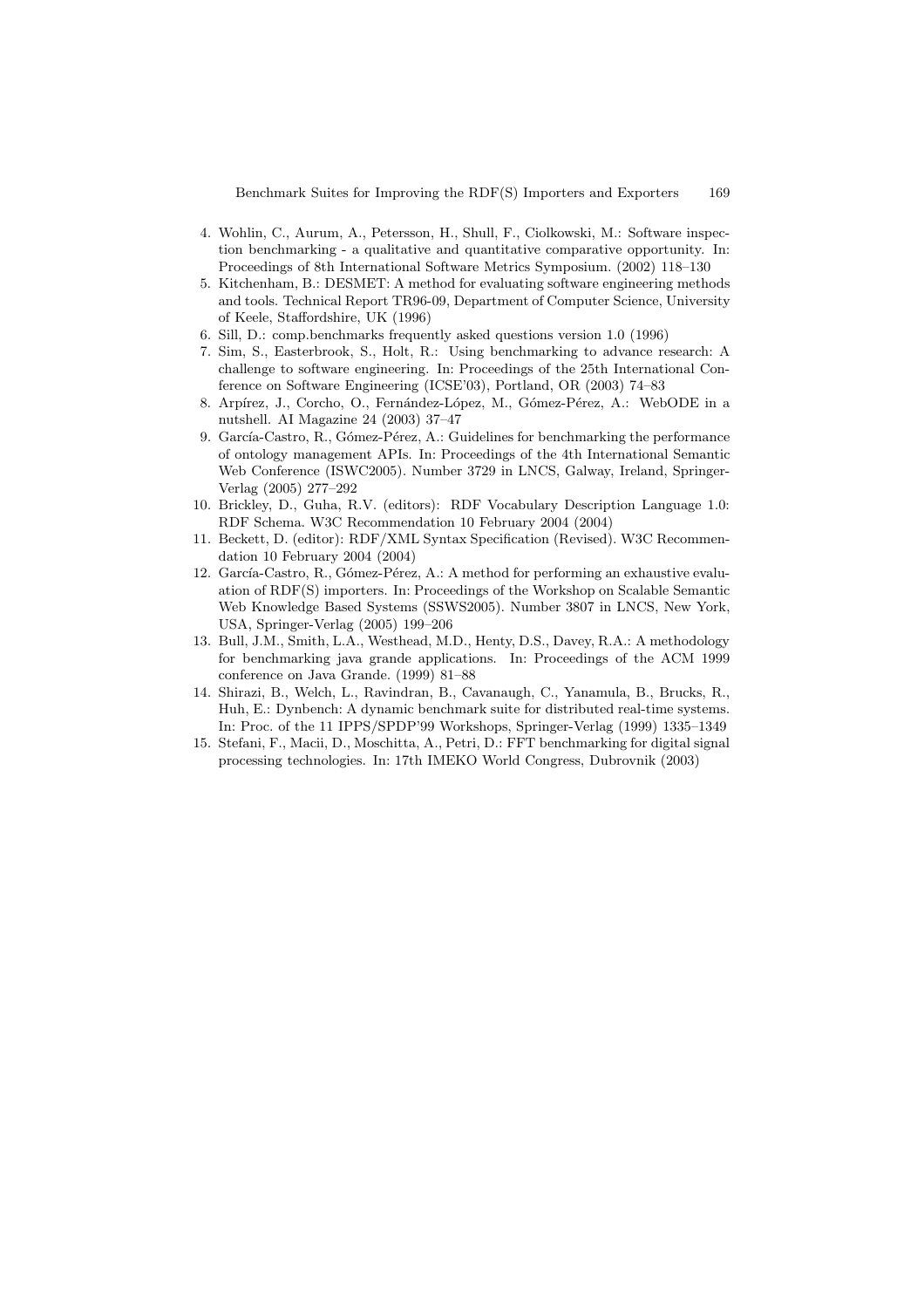4. Wohlin, C., Aurum, A., Petersson, H., Shull, F., Ciolkowski, M.: Software inspection benchmarking - a qualitative and quantitative comparative opportunity. In: Proceedings of 8th International Software Metrics Symposium. (2002) 118–130
5. Kitchenham, B.: DESMET: A method for evaluating software engineering methods and tools. Technical Report TR96-09, Department of Computer Science, University of Keele, Staffordshire, UK (1996)
6. Sill, D.: comp.benchmarks frequently asked questions version 1.0 (1996)
7. Sim, S., Easterbrook, S., Holt, R.: Using benchmarking to advance research: A challenge to software engineering. In: Proceedings of the 25th International Conference on Software Engineering (ICSE'03), Portland, OR (2003) 74–83
8. Arpírez, J., Corcho, O., Fernández-López, M., Gómez-Pérez, A.: WebODE in a nutshell. AI Magazine 24 (2003) 37–47
9. García-Castro, R., Gómez-Pérez, A.: Guidelines for benchmarking the performance of ontology management APIs. In: Proceedings of the 4th International Semantic Web Conference (ISWC2005). Number 3729 in LNCS, Galway, Ireland, Springer-Verlag (2005) 277–292
10. Brickley, D., Guha, R.V. (editors): RDF Vocabulary Description Language 1.0: RDF Schema. W3C Recommendation 10 February 2004 (2004)
11. Beckett, D. (editor): RDF/XML Syntax Specification (Revised). W3C Recommendation 10 February 2004 (2004)
12. García-Castro, R., Gómez-Pérez, A.: A method for performing an exhaustive evaluation of RDF(S) importers. In: Proceedings of the Workshop on Scalable Semantic Web Knowledge Based Systems (SSWS2005). Number 3807 in LNCS, New York, USA, Springer-Verlag (2005) 199–206
13. Bull, J.M., Smith, L.A., Westhead, M.D., Henty, D.S., Davey, R.A.: A methodology for benchmarking java grande applications. In: Proceedings of the ACM 1999 conference on Java Grande. (1999) 81–88
14. Shirazi, B., Welch, L., Ravindran, B., Cavanaugh, C., Yanamula, B., Brucks, R., Huh, E.: Dynbench: A dynamic benchmark suite for distributed real-time systems. In: Proc. of the 11 IPPS/SPDP'99 Workshops, Springer-Verlag (1999) 1335–1349
15. Stefani, F., Macii, D., Moschitta, A., Petri, D.: FFT benchmarking for digital signal processing technologies. In: 17th IMEKO World Congress, Dubrovnik (2003)